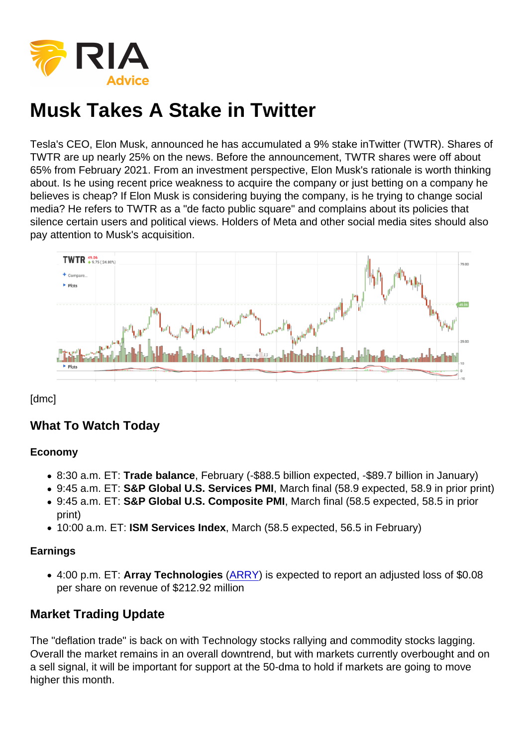# Musk Takes A Stake in Twitter

Tesla's CEO, Elon Musk, announced he has accumulated a 9% stake inTwitter (TWTR). Shares of TWTR are up nearly 25% on the news. Before the announcement, TWTR shares were off about 65% from February 2021. From an investment perspective, Elon Musk's rationale is worth thinking about. Is he using recent price weakness to acquire the company or just betting on a company he believes is cheap? If Elon Musk is considering buying the company, is he trying to change social media? He refers to TWTR as a "de facto public square" and complains about its policies that silence certain users and political views. Holders of Meta and other social media sites should also pay attention to Musk's acquisition.

[dmc]

## What To Watch Today

### Economy

- 8:30 a.m. ET: **Trade balance**, February (-$88.5 billion expected, -$89.7 billion in January)
- 9:45 a.m. ET: **S&P Global U.S. Services PMI**, March final (58.9 expected, 58.9 in prior print)
- 9:45 a.m. ET: **S&P Global U.S. Composite PMI**, March final (58.5 expected, 58.5 in prior print)
- 10:00 a.m. ET: **ISM Services Index**, March (58.5 expected, 56.5 in February)

### Earnings

- 4:00 p.m. ET: **Array Technologies** (ARRY) is expected to report an adjusted loss of $0.08 per share on revenue of $212.92 million

## Market Trading Update

The "deflation trade" is back on with Technology stocks rallying and commodity stocks lagging. Overall the market remains in an overall downtrend, but with markets currently overbought and on a sell signal, it will be important for support at the 50-dma to hold if markets are going to move higher this month.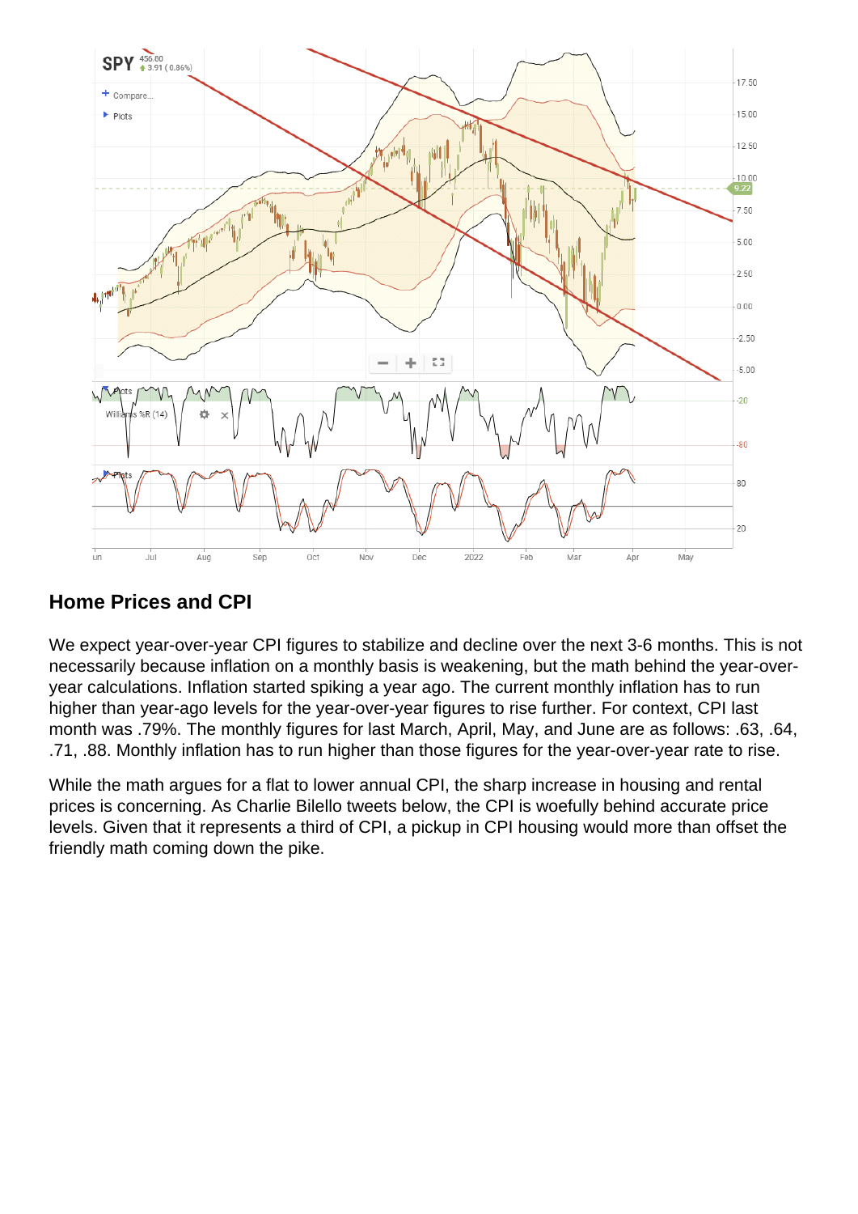## Home Prices and CPI

We expect year-over-year CPI figures to stabilize and decline over the next 3-6 months. This is not necessarily because inflation on a monthly basis is weakening, but the math behind the year-over-year calculations. Inflation started spiking a year ago. The current monthly inflation has to run higher than year-ago levels for the year-over-year figures to rise further. For context, CPI last month was .79%. The monthly figures for last March, April, May, and June are as follows: .63, .64, .71, .88. Monthly inflation has to run higher than those figures for the year-over-year rate to rise.

While the math argues for a flat to lower annual CPI, the sharp increase in housing and rental prices is concerning. As Charlie Bilello tweets below, the CPI is woefully behind accurate price levels. Given that it represents a third of CPI, a pickup in CPI housing would more than offset the friendly math coming down the pike.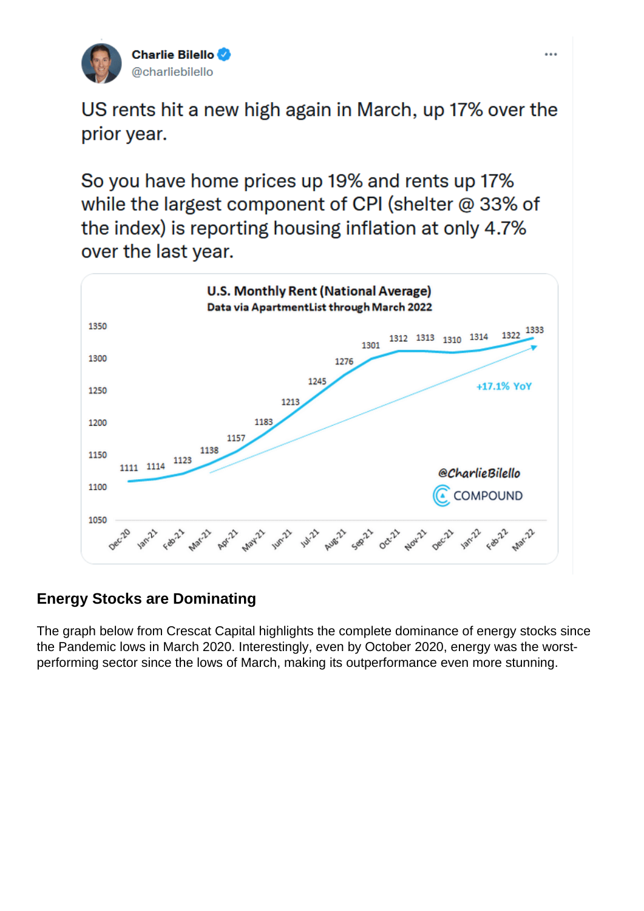Charlie Bilello
@charliebilello

US rents hit a new high again in March, up 17% over the prior year.

So you have home prices up 19% and rents up 17% while the largest component of CPI (shelter @ 33% of the index) is reporting housing inflation at only 4.7% over the last year.

## Energy Stocks are Dominating

The graph below from Crescat Capital highlights the complete dominance of energy stocks since the Pandemic lows in March 2020. Interestingly, even by October 2020, energy was the worst-performing sector since the lows of March, making its outperformance even more stunning.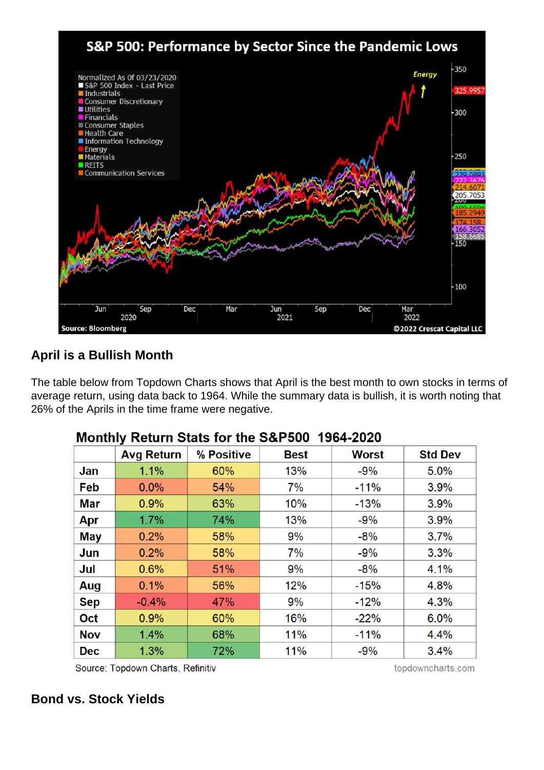## April is a Bullish Month

The table below from Topdown Charts shows that April is the best month to own stocks in terms of average return, using data back to 1964. While the summary data is bullish, it is worth noting that 26% of the Aprils in the time frame were negative.

**Monthly Return Stats for the S&P500 1964-2020**

| | Avg Return | % Positive | Best | Worst | Std Dev |
|---|---|---|---|---|---|
| Jan | 1.1% | 60% | 13% | -9% | 5.0% |
| Feb | 0.0% | 54% | 7% | -11% | 3.9% |
| Mar | 0.9% | 63% | 10% | -13% | 3.9% |
| Apr | 1.7% | 74% | 13% | -9% | 3.9% |
| May | 0.2% | 58% | 9% | -8% | 3.7% |
| Jun | 0.2% | 58% | 7% | -9% | 3.3% |
| Jul | 0.6% | 51% | 9% | -8% | 4.1% |
| Aug | 0.1% | 56% | 12% | -15% | 4.8% |
| Sep | -0.4% | 47% | 9% | -12% | 4.3% |
| Oct | 0.9% | 60% | 16% | -22% | 6.0% |
| Nov | 1.4% | 68% | 11% | -11% | 4.4% |
| Dec | 1.3% | 72% | 11% | -9% | 3.4% |

Source: Topdown Charts, Refinitiv    topdowncharts.com

## Bond vs. Stock Yields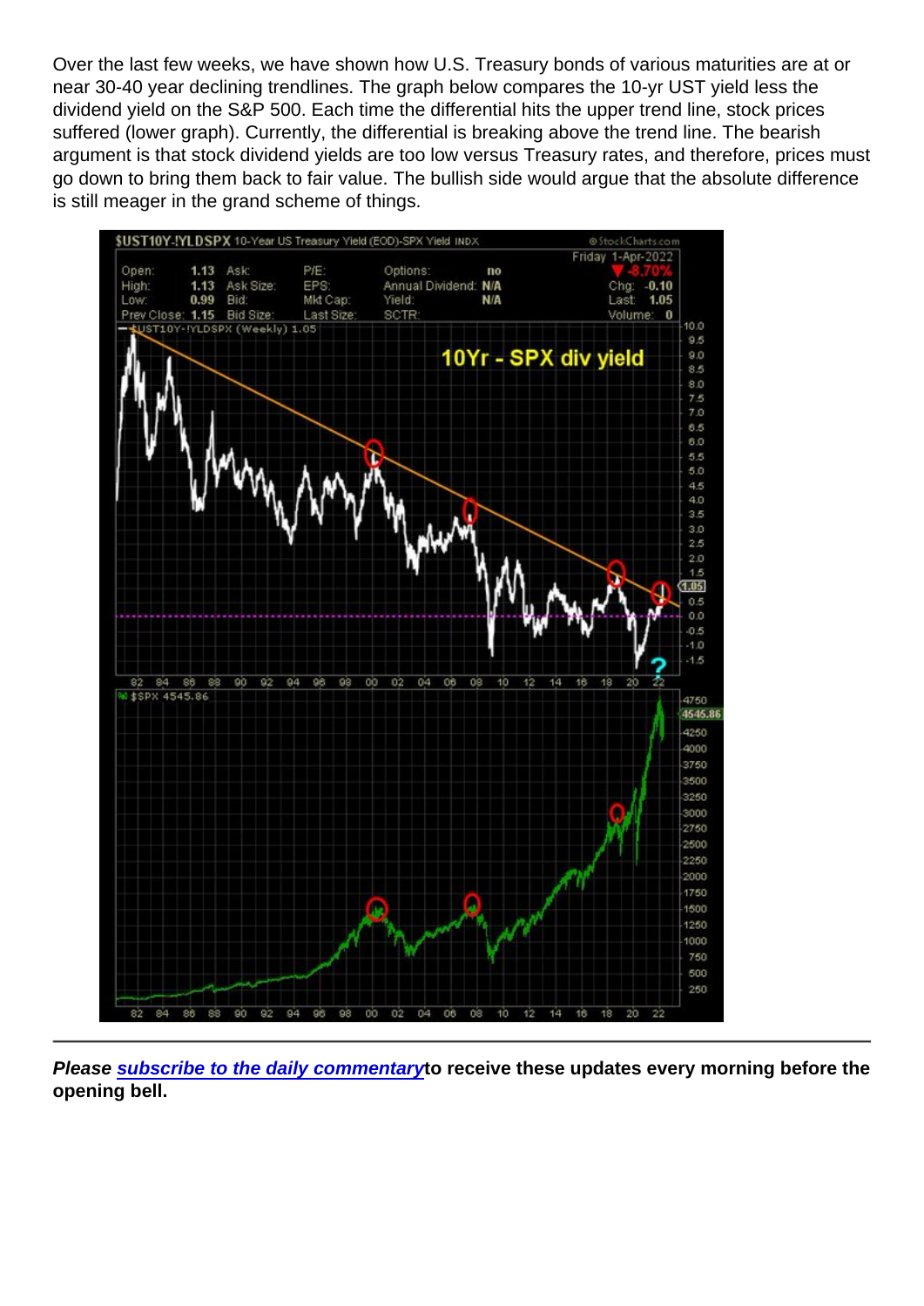Over the last few weeks, we have shown how U.S. Treasury bonds of various maturities are at or near 30-40 year declining trendlines. The graph below compares the 10-yr UST yield less the dividend yield on the S&P 500. Each time the differential hits the upper trend line, stock prices suffered (lower graph). Currently, the differential is breaking above the trend line. The bearish argument is that stock dividend yields are too low versus Treasury rates, and therefore, prices must go down to bring them back to fair value. The bullish side would argue that the absolute difference is still meager in the grand scheme of things.

$UST10Y-!YLDSPX 10-Year US Treasury Yield (EOD)-SPX Yield INDX

© StockCharts.com

Friday 1-Apr-2022

Open: 1.13 Ask: P/E: Options: no

High: 1.13 Ask Size: EPS: Annual Dividend: N/A

Low: 0.99 Bid: Mkt Cap: Yield: N/A

Prev Close: 1.15 Bid Size: Last Size: SCTR:

▼-8.70% Chg: -0.10 Last: 1.05 Volume: 0

$UST10Y-!YLDSPX (Weekly) 1.05

10Yr - SPX div yield

10.0 9.5 9.0 8.5 8.0 7.5 7.0 6.5 6.0 5.5 5.0 4.5 4.0 3.5 3.0 2.5 2.0 1.5 1.05 0.5 0.0 -0.5 -1.0 -1.5

82 84 86 88 90 92 94 96 98 00 02 04 06 08 10 12 14 16 18 20 22

$SPX 4545.86

4750 4545.86 4250 4000 3750 3500 3250 3000 2750 2500 2250 2000 1750 1500 1250 1000 750 500 250

82 84 86 88 90 92 94 96 98 00 02 04 06 08 10 12 14 16 18 20 22

---

***Please [subscribe to the daily commentary](#)*** **to receive these updates every morning before the opening bell.**